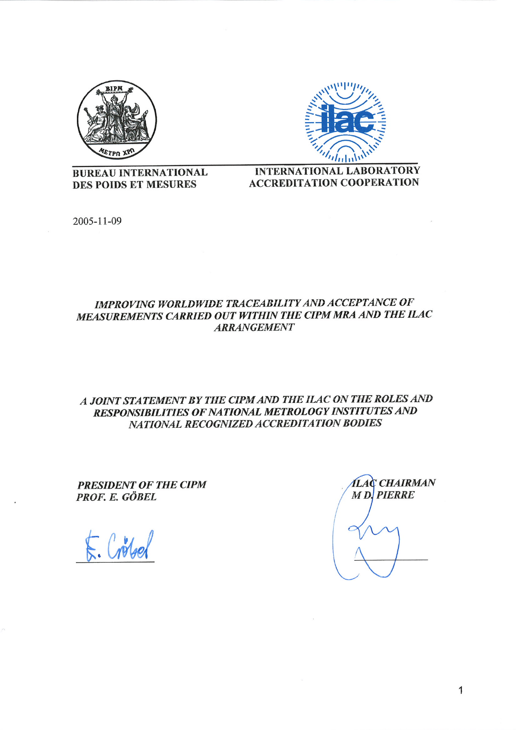BUREAU INTERNATIONAL DES POIDS ET MESURES

INTERNATIONAL LABORATORY ACCREDITATION COOPERATION

2005-11-09

# *IMPROVING WORLDWIDE TRACEABILITY AND ACCEPTANCE OF MEASUREMENTS CARRIED OUT WITHIN THE CIPM MRA AND THE ILAC ARRANGEMENT*

## *A JOINT STATEMENT BY THE CIPM AND THE ILAC ON THE ROLES AND RESPONSIBILITIES OF NATIONAL METROLOGY INSTITUTES AND NATIONAL RECOGNIZED ACCREDITATION BODIES*

***PRESIDENT OF THE CIPM***
***PROF. E. GÖBEL***

E. Göbel

***ILAC CHAIRMAN***
***M D. PIERRE***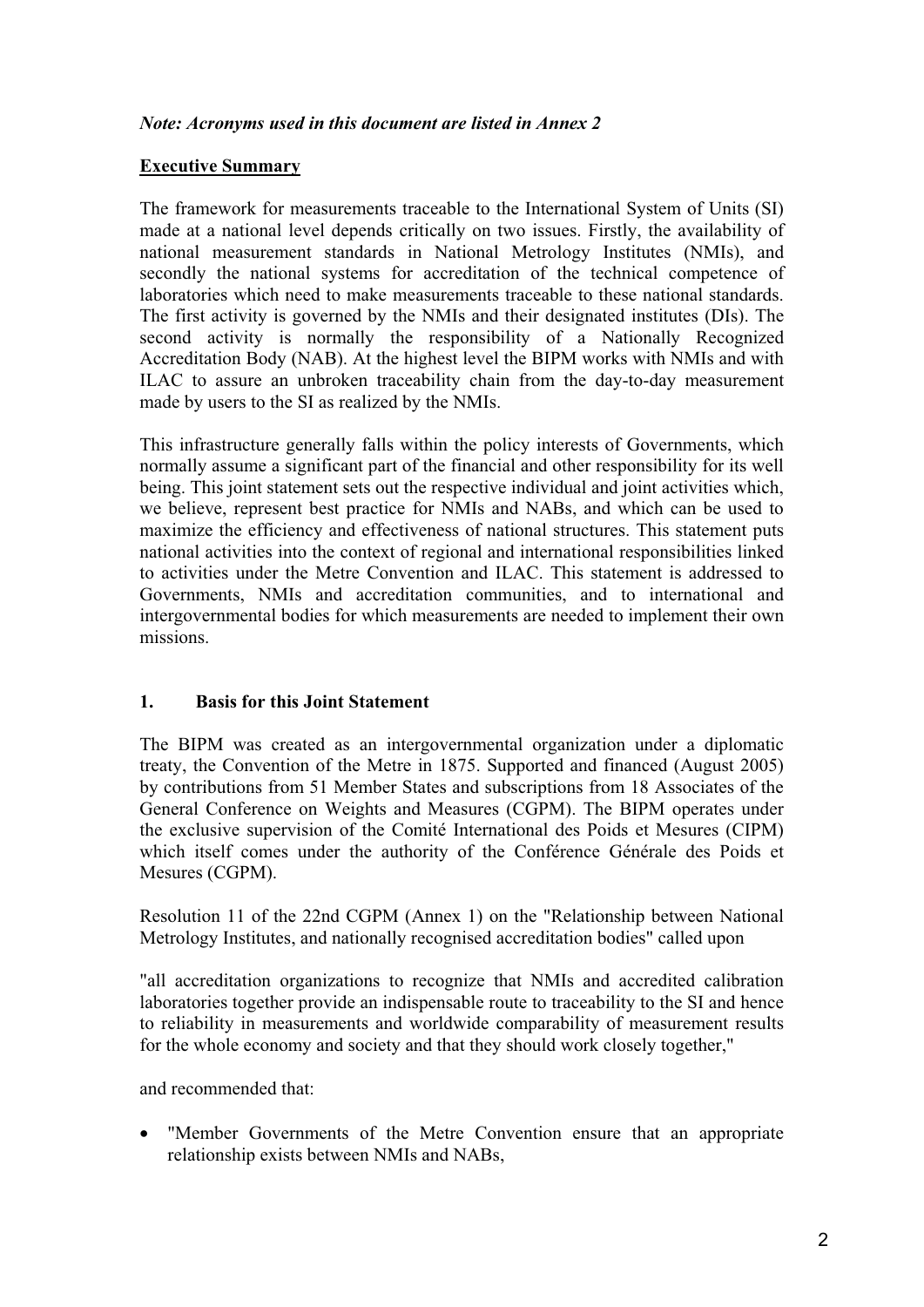*Note: Acronyms used in this document are listed in Annex 2*

## Executive Summary

The framework for measurements traceable to the International System of Units (SI) made at a national level depends critically on two issues. Firstly, the availability of national measurement standards in National Metrology Institutes (NMIs), and secondly the national systems for accreditation of the technical competence of laboratories which need to make measurements traceable to these national standards. The first activity is governed by the NMIs and their designated institutes (DIs). The second activity is normally the responsibility of a Nationally Recognized Accreditation Body (NAB). At the highest level the BIPM works with NMIs and with ILAC to assure an unbroken traceability chain from the day-to-day measurement made by users to the SI as realized by the NMIs.

This infrastructure generally falls within the policy interests of Governments, which normally assume a significant part of the financial and other responsibility for its well being. This joint statement sets out the respective individual and joint activities which, we believe, represent best practice for NMIs and NABs, and which can be used to maximize the efficiency and effectiveness of national structures. This statement puts national activities into the context of regional and international responsibilities linked to activities under the Metre Convention and ILAC. This statement is addressed to Governments, NMIs and accreditation communities, and to international and intergovernmental bodies for which measurements are needed to implement their own missions.

## 1. Basis for this Joint Statement

The BIPM was created as an intergovernmental organization under a diplomatic treaty, the Convention of the Metre in 1875. Supported and financed (August 2005) by contributions from 51 Member States and subscriptions from 18 Associates of the General Conference on Weights and Measures (CGPM). The BIPM operates under the exclusive supervision of the Comité International des Poids et Mesures (CIPM) which itself comes under the authority of the Conférence Générale des Poids et Mesures (CGPM).

Resolution 11 of the 22nd CGPM (Annex 1) on the "Relationship between National Metrology Institutes, and nationally recognised accreditation bodies" called upon

"all accreditation organizations to recognize that NMIs and accredited calibration laboratories together provide an indispensable route to traceability to the SI and hence to reliability in measurements and worldwide comparability of measurement results for the whole economy and society and that they should work closely together,"

and recommended that:

- "Member Governments of the Metre Convention ensure that an appropriate relationship exists between NMIs and NABs,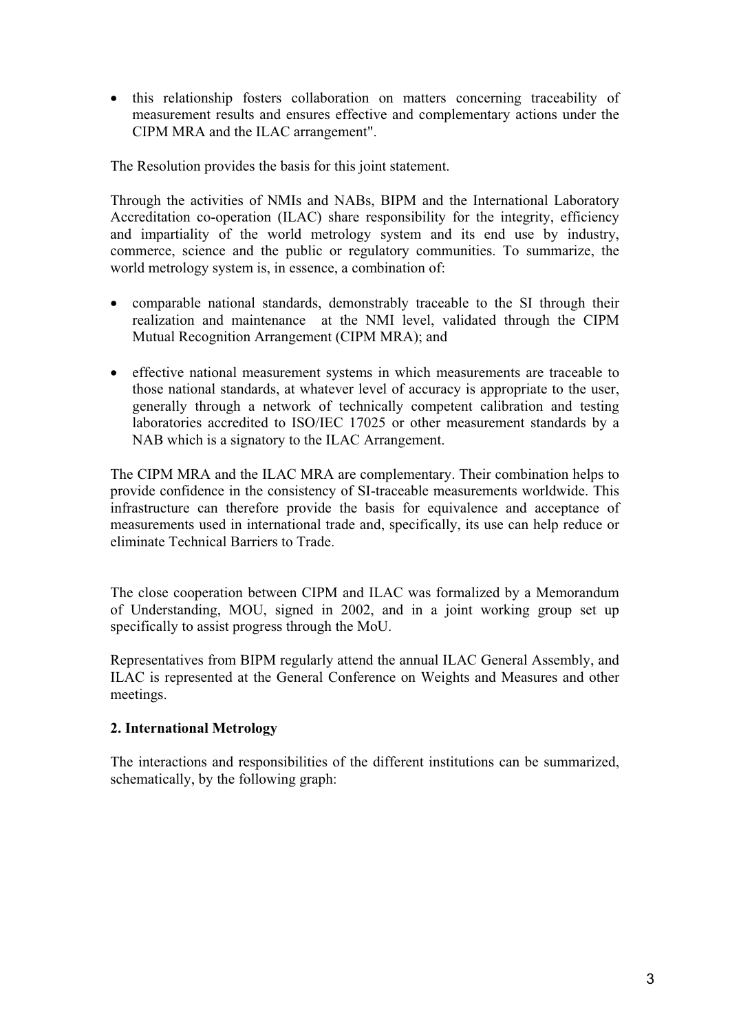- this relationship fosters collaboration on matters concerning traceability of measurement results and ensures effective and complementary actions under the CIPM MRA and the ILAC arrangement".

The Resolution provides the basis for this joint statement.

Through the activities of NMIs and NABs, BIPM and the International Laboratory Accreditation co-operation (ILAC) share responsibility for the integrity, efficiency and impartiality of the world metrology system and its end use by industry, commerce, science and the public or regulatory communities. To summarize, the world metrology system is, in essence, a combination of:

- comparable national standards, demonstrably traceable to the SI through their realization and maintenance at the NMI level, validated through the CIPM Mutual Recognition Arrangement (CIPM MRA); and

- effective national measurement systems in which measurements are traceable to those national standards, at whatever level of accuracy is appropriate to the user, generally through a network of technically competent calibration and testing laboratories accredited to ISO/IEC 17025 or other measurement standards by a NAB which is a signatory to the ILAC Arrangement.

The CIPM MRA and the ILAC MRA are complementary. Their combination helps to provide confidence in the consistency of SI-traceable measurements worldwide. This infrastructure can therefore provide the basis for equivalence and acceptance of measurements used in international trade and, specifically, its use can help reduce or eliminate Technical Barriers to Trade.

The close cooperation between CIPM and ILAC was formalized by a Memorandum of Understanding, MOU, signed in 2002, and in a joint working group set up specifically to assist progress through the MoU.

Representatives from BIPM regularly attend the annual ILAC General Assembly, and ILAC is represented at the General Conference on Weights and Measures and other meetings.

**2. International Metrology**

The interactions and responsibilities of the different institutions can be summarized, schematically, by the following graph: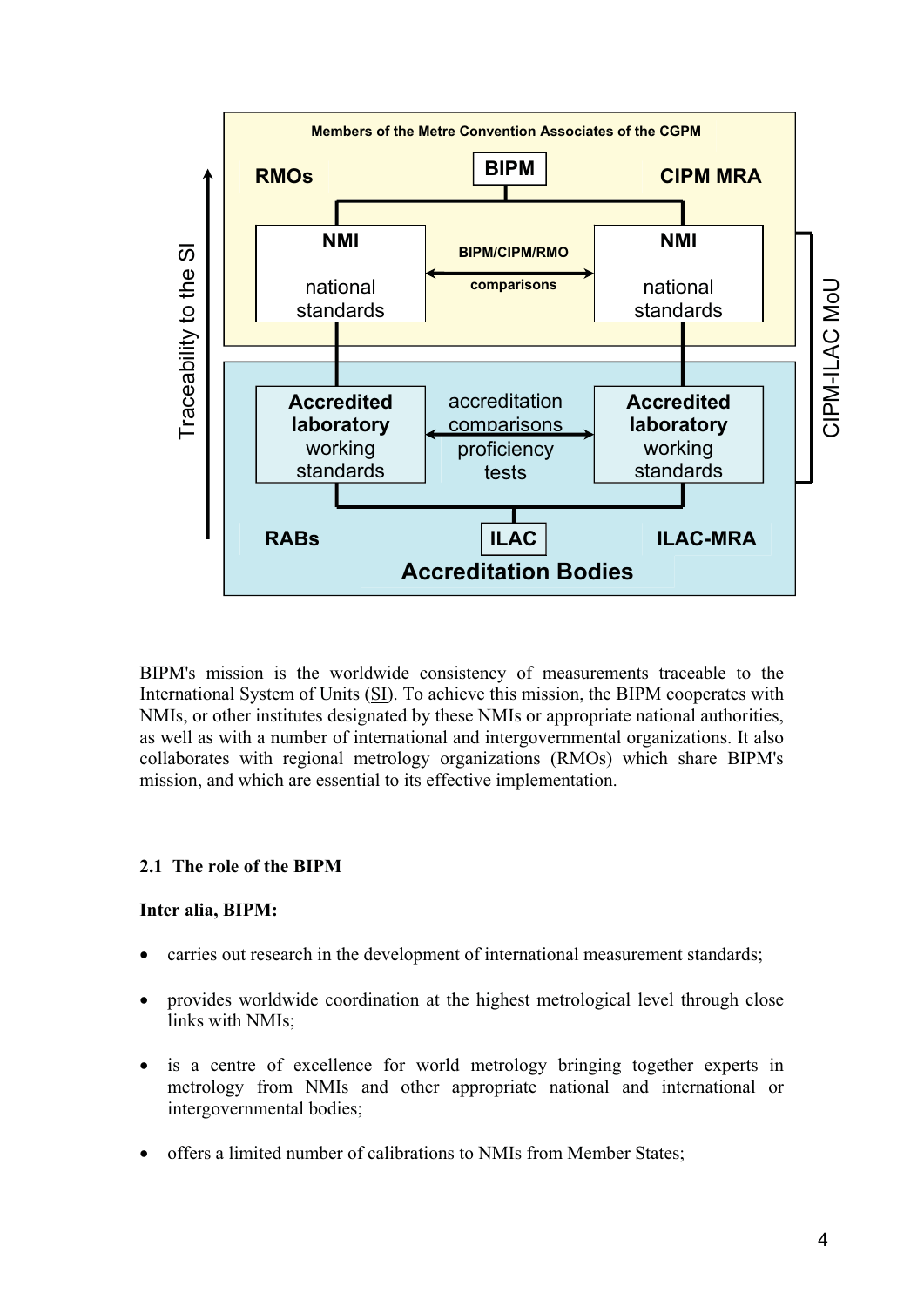Members of the Metre Convention Associates of the CGPM

RMOs | BIPM | CIPM MRA

NMI national standards ⟷ BIPM/CIPM/RMO comparisons ⟷ NMI national standards

Accredited laboratory working standards ⟷ accreditation comparisons proficiency tests ⟷ Accredited laboratory working standards

RABs | ILAC | ILAC-MRA

Accreditation Bodies

Traceability to the SI

CIPM-ILAC MoU

BIPM's mission is the worldwide consistency of measurements traceable to the International System of Units (SI). To achieve this mission, the BIPM cooperates with NMIs, or other institutes designated by these NMIs or appropriate national authorities, as well as with a number of international and intergovernmental organizations. It also collaborates with regional metrology organizations (RMOs) which share BIPM's mission, and which are essential to its effective implementation.

### 2.1 The role of the BIPM

**Inter alia, BIPM:**

- carries out research in the development of international measurement standards;
- provides worldwide coordination at the highest metrological level through close links with NMIs;
- is a centre of excellence for world metrology bringing together experts in metrology from NMIs and other appropriate national and international or intergovernmental bodies;
- offers a limited number of calibrations to NMIs from Member States;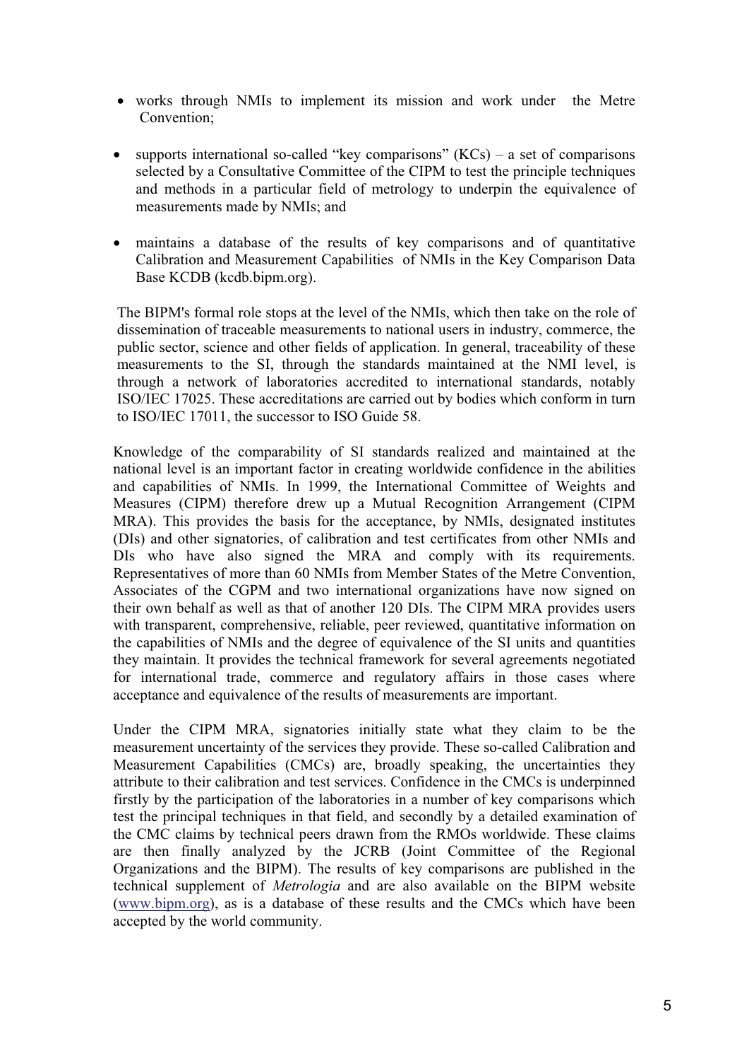- works through NMIs to implement its mission and work under the Metre Convention;

- supports international so-called "key comparisons" (KCs) – a set of comparisons selected by a Consultative Committee of the CIPM to test the principle techniques and methods in a particular field of metrology to underpin the equivalence of measurements made by NMIs; and

- maintains a database of the results of key comparisons and of quantitative Calibration and Measurement Capabilities of NMIs in the Key Comparison Data Base KCDB (kcdb.bipm.org).

The BIPM's formal role stops at the level of the NMIs, which then take on the role of dissemination of traceable measurements to national users in industry, commerce, the public sector, science and other fields of application. In general, traceability of these measurements to the SI, through the standards maintained at the NMI level, is through a network of laboratories accredited to international standards, notably ISO/IEC 17025. These accreditations are carried out by bodies which conform in turn to ISO/IEC 17011, the successor to ISO Guide 58.

Knowledge of the comparability of SI standards realized and maintained at the national level is an important factor in creating worldwide confidence in the abilities and capabilities of NMIs. In 1999, the International Committee of Weights and Measures (CIPM) therefore drew up a Mutual Recognition Arrangement (CIPM MRA). This provides the basis for the acceptance, by NMIs, designated institutes (DIs) and other signatories, of calibration and test certificates from other NMIs and DIs who have also signed the MRA and comply with its requirements. Representatives of more than 60 NMIs from Member States of the Metre Convention, Associates of the CGPM and two international organizations have now signed on their own behalf as well as that of another 120 DIs. The CIPM MRA provides users with transparent, comprehensive, reliable, peer reviewed, quantitative information on the capabilities of NMIs and the degree of equivalence of the SI units and quantities they maintain. It provides the technical framework for several agreements negotiated for international trade, commerce and regulatory affairs in those cases where acceptance and equivalence of the results of measurements are important.

Under the CIPM MRA, signatories initially state what they claim to be the measurement uncertainty of the services they provide. These so-called Calibration and Measurement Capabilities (CMCs) are, broadly speaking, the uncertainties they attribute to their calibration and test services. Confidence in the CMCs is underpinned firstly by the participation of the laboratories in a number of key comparisons which test the principal techniques in that field, and secondly by a detailed examination of the CMC claims by technical peers drawn from the RMOs worldwide. These claims are then finally analyzed by the JCRB (Joint Committee of the Regional Organizations and the BIPM). The results of key comparisons are published in the technical supplement of *Metrologia* and are also available on the BIPM website (www.bipm.org), as is a database of these results and the CMCs which have been accepted by the world community.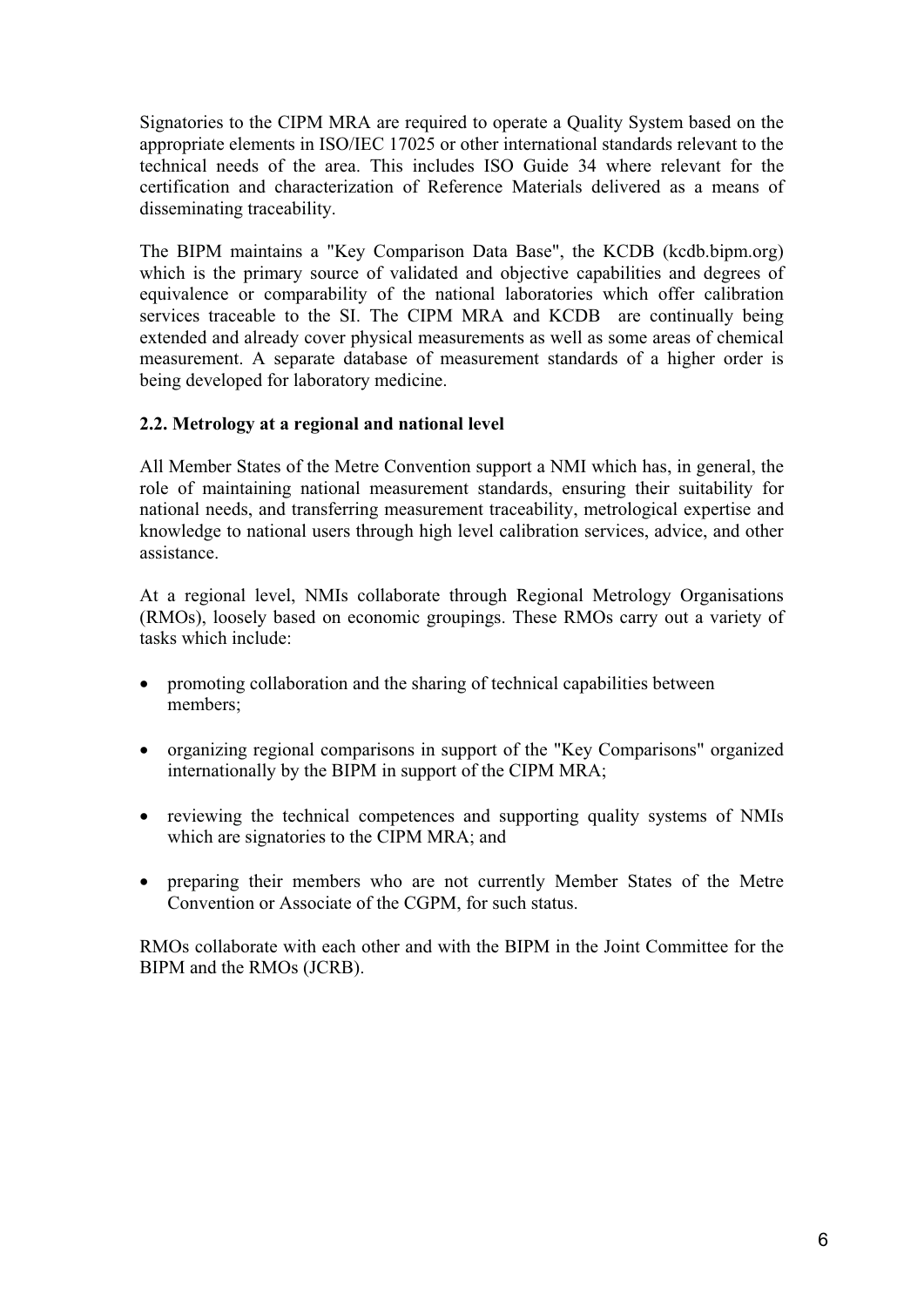Signatories to the CIPM MRA are required to operate a Quality System based on the appropriate elements in ISO/IEC 17025 or other international standards relevant to the technical needs of the area. This includes ISO Guide 34 where relevant for the certification and characterization of Reference Materials delivered as a means of disseminating traceability.

The BIPM maintains a "Key Comparison Data Base", the KCDB (kcdb.bipm.org) which is the primary source of validated and objective capabilities and degrees of equivalence or comparability of the national laboratories which offer calibration services traceable to the SI. The CIPM MRA and KCDB are continually being extended and already cover physical measurements as well as some areas of chemical measurement. A separate database of measurement standards of a higher order is being developed for laboratory medicine.

### 2.2. Metrology at a regional and national level

All Member States of the Metre Convention support a NMI which has, in general, the role of maintaining national measurement standards, ensuring their suitability for national needs, and transferring measurement traceability, metrological expertise and knowledge to national users through high level calibration services, advice, and other assistance.

At a regional level, NMIs collaborate through Regional Metrology Organisations (RMOs), loosely based on economic groupings. These RMOs carry out a variety of tasks which include:

- promoting collaboration and the sharing of technical capabilities between members;
- organizing regional comparisons in support of the "Key Comparisons" organized internationally by the BIPM in support of the CIPM MRA;
- reviewing the technical competences and supporting quality systems of NMIs which are signatories to the CIPM MRA; and
- preparing their members who are not currently Member States of the Metre Convention or Associate of the CGPM, for such status.

RMOs collaborate with each other and with the BIPM in the Joint Committee for the BIPM and the RMOs (JCRB).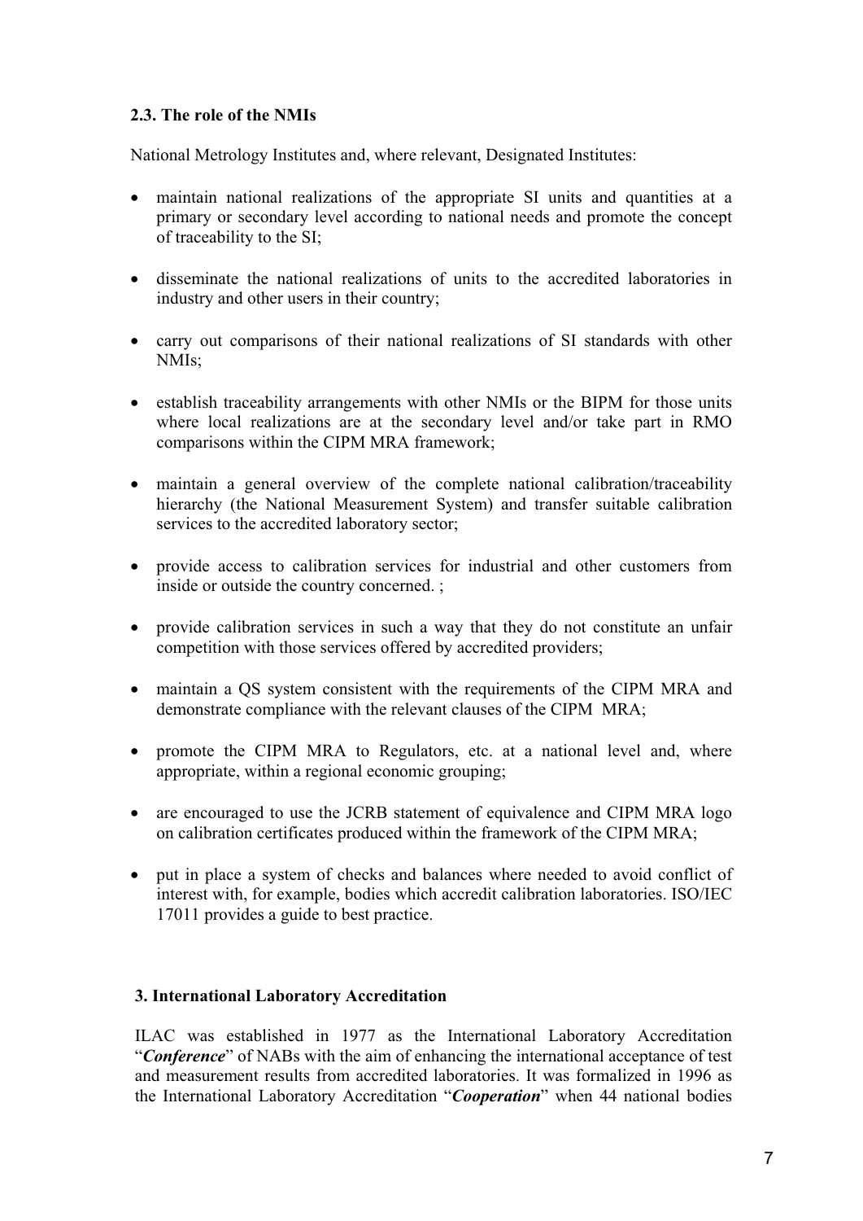### 2.3. The role of the NMIs

National Metrology Institutes and, where relevant, Designated Institutes:

- maintain national realizations of the appropriate SI units and quantities at a primary or secondary level according to national needs and promote the concept of traceability to the SI;
- disseminate the national realizations of units to the accredited laboratories in industry and other users in their country;
- carry out comparisons of their national realizations of SI standards with other NMIs;
- establish traceability arrangements with other NMIs or the BIPM for those units where local realizations are at the secondary level and/or take part in RMO comparisons within the CIPM MRA framework;
- maintain a general overview of the complete national calibration/traceability hierarchy (the National Measurement System) and transfer suitable calibration services to the accredited laboratory sector;
- provide access to calibration services for industrial and other customers from inside or outside the country concerned. ;
- provide calibration services in such a way that they do not constitute an unfair competition with those services offered by accredited providers;
- maintain a QS system consistent with the requirements of the CIPM MRA and demonstrate compliance with the relevant clauses of the CIPM MRA;
- promote the CIPM MRA to Regulators, etc. at a national level and, where appropriate, within a regional economic grouping;
- are encouraged to use the JCRB statement of equivalence and CIPM MRA logo on calibration certificates produced within the framework of the CIPM MRA;
- put in place a system of checks and balances where needed to avoid conflict of interest with, for example, bodies which accredit calibration laboratories. ISO/IEC 17011 provides a guide to best practice.

## 3. International Laboratory Accreditation

ILAC was established in 1977 as the International Laboratory Accreditation "***Conference***" of NABs with the aim of enhancing the international acceptance of test and measurement results from accredited laboratories. It was formalized in 1996 as the International Laboratory Accreditation "***Cooperation***" when 44 national bodies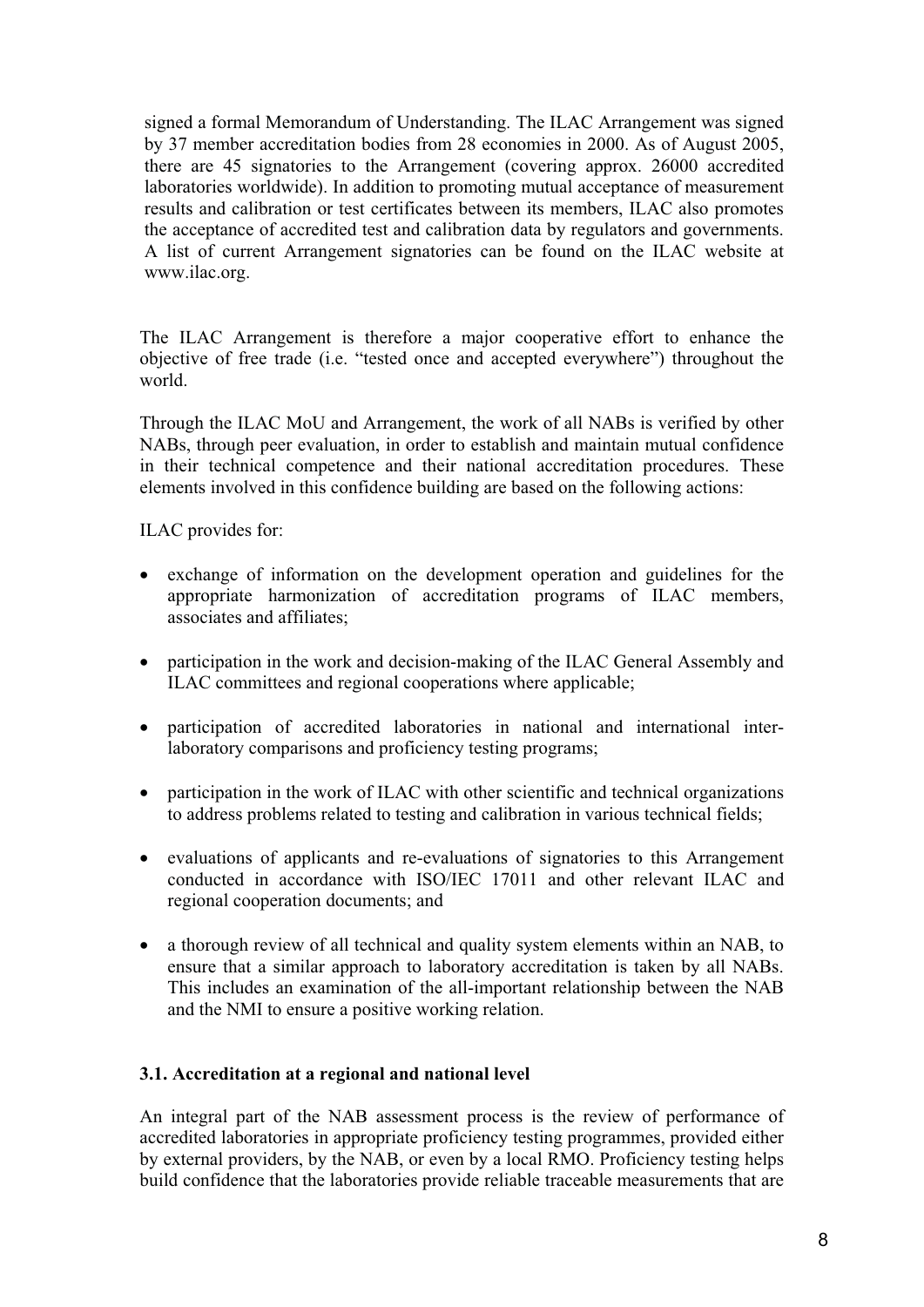signed a formal Memorandum of Understanding. The ILAC Arrangement was signed by 37 member accreditation bodies from 28 economies in 2000. As of August 2005, there are 45 signatories to the Arrangement (covering approx. 26000 accredited laboratories worldwide). In addition to promoting mutual acceptance of measurement results and calibration or test certificates between its members, ILAC also promotes the acceptance of accredited test and calibration data by regulators and governments. A list of current Arrangement signatories can be found on the ILAC website at www.ilac.org.

The ILAC Arrangement is therefore a major cooperative effort to enhance the objective of free trade (i.e. "tested once and accepted everywhere") throughout the world.

Through the ILAC MoU and Arrangement, the work of all NABs is verified by other NABs, through peer evaluation, in order to establish and maintain mutual confidence in their technical competence and their national accreditation procedures. These elements involved in this confidence building are based on the following actions:

ILAC provides for:

- exchange of information on the development operation and guidelines for the appropriate harmonization of accreditation programs of ILAC members, associates and affiliates;
- participation in the work and decision-making of the ILAC General Assembly and ILAC committees and regional cooperations where applicable;
- participation of accredited laboratories in national and international inter-laboratory comparisons and proficiency testing programs;
- participation in the work of ILAC with other scientific and technical organizations to address problems related to testing and calibration in various technical fields;
- evaluations of applicants and re-evaluations of signatories to this Arrangement conducted in accordance with ISO/IEC 17011 and other relevant ILAC and regional cooperation documents; and
- a thorough review of all technical and quality system elements within an NAB, to ensure that a similar approach to laboratory accreditation is taken by all NABs. This includes an examination of the all-important relationship between the NAB and the NMI to ensure a positive working relation.

### 3.1. Accreditation at a regional and national level

An integral part of the NAB assessment process is the review of performance of accredited laboratories in appropriate proficiency testing programmes, provided either by external providers, by the NAB, or even by a local RMO. Proficiency testing helps build confidence that the laboratories provide reliable traceable measurements that are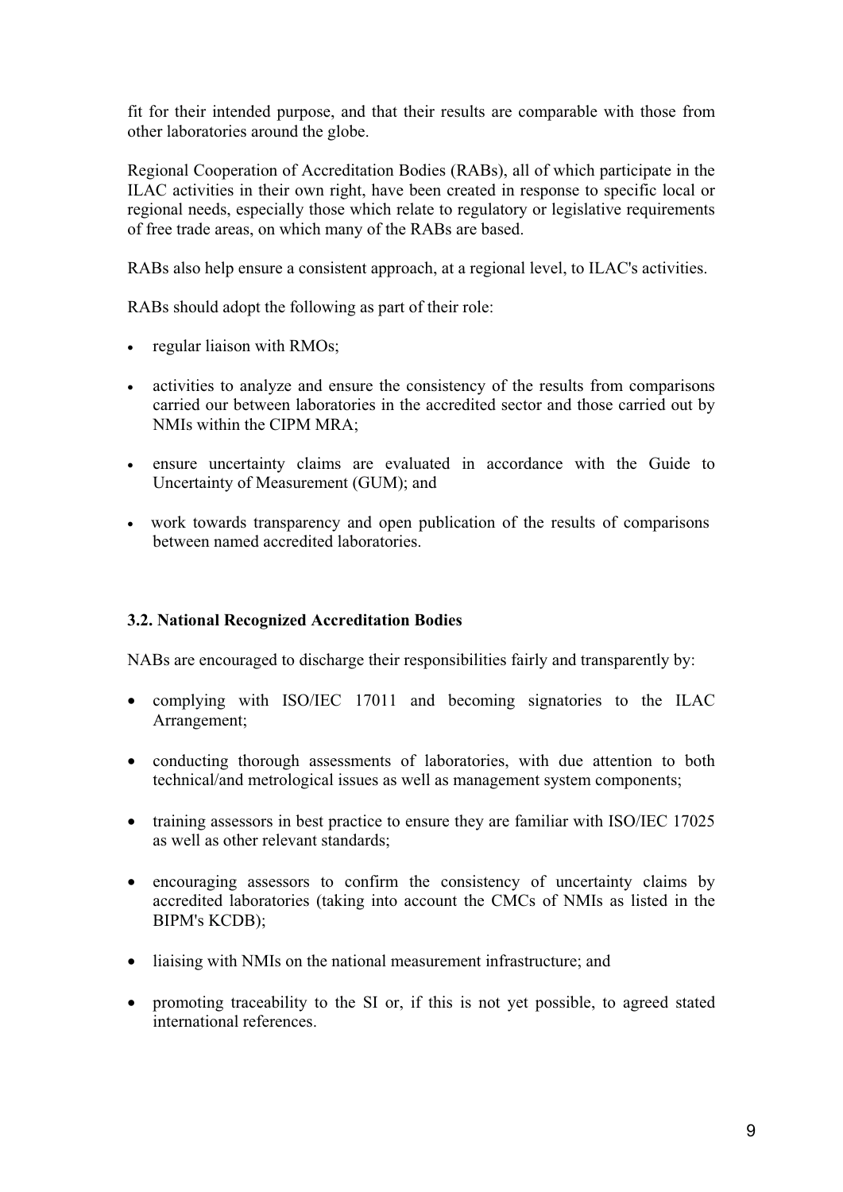fit for their intended purpose, and that their results are comparable with those from other laboratories around the globe.

Regional Cooperation of Accreditation Bodies (RABs), all of which participate in the ILAC activities in their own right, have been created in response to specific local or regional needs, especially those which relate to regulatory or legislative requirements of free trade areas, on which many of the RABs are based.

RABs also help ensure a consistent approach, at a regional level, to ILAC's activities.

RABs should adopt the following as part of their role:

- regular liaison with RMOs;
- activities to analyze and ensure the consistency of the results from comparisons carried our between laboratories in the accredited sector and those carried out by NMIs within the CIPM MRA;
- ensure uncertainty claims are evaluated in accordance with the Guide to Uncertainty of Measurement (GUM); and
- work towards transparency and open publication of the results of comparisons between named accredited laboratories.

### 3.2. National Recognized Accreditation Bodies

NABs are encouraged to discharge their responsibilities fairly and transparently by:

- complying with ISO/IEC 17011 and becoming signatories to the ILAC Arrangement;
- conducting thorough assessments of laboratories, with due attention to both technical/and metrological issues as well as management system components;
- training assessors in best practice to ensure they are familiar with ISO/IEC 17025 as well as other relevant standards;
- encouraging assessors to confirm the consistency of uncertainty claims by accredited laboratories (taking into account the CMCs of NMIs as listed in the BIPM's KCDB);
- liaising with NMIs on the national measurement infrastructure; and
- promoting traceability to the SI or, if this is not yet possible, to agreed stated international references.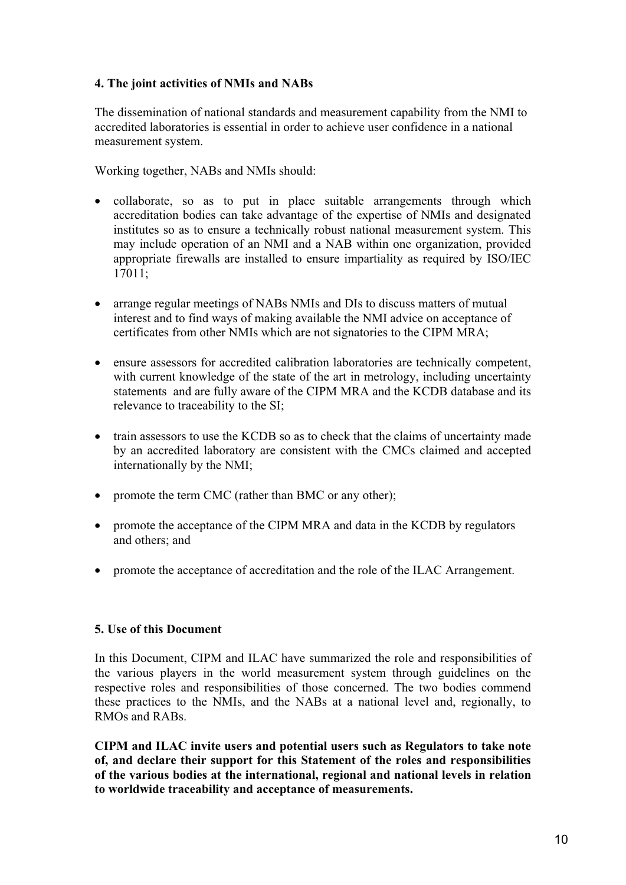#### 4. The joint activities of NMIs and NABs

The dissemination of national standards and measurement capability from the NMI to accredited laboratories is essential in order to achieve user confidence in a national measurement system.

Working together, NABs and NMIs should:

- collaborate, so as to put in place suitable arrangements through which accreditation bodies can take advantage of the expertise of NMIs and designated institutes so as to ensure a technically robust national measurement system. This may include operation of an NMI and a NAB within one organization, provided appropriate firewalls are installed to ensure impartiality as required by ISO/IEC 17011;

- arrange regular meetings of NABs NMIs and DIs to discuss matters of mutual interest and to find ways of making available the NMI advice on acceptance of certificates from other NMIs which are not signatories to the CIPM MRA;

- ensure assessors for accredited calibration laboratories are technically competent, with current knowledge of the state of the art in metrology, including uncertainty statements and are fully aware of the CIPM MRA and the KCDB database and its relevance to traceability to the SI;

- train assessors to use the KCDB so as to check that the claims of uncertainty made by an accredited laboratory are consistent with the CMCs claimed and accepted internationally by the NMI;

- promote the term CMC (rather than BMC or any other);

- promote the acceptance of the CIPM MRA and data in the KCDB by regulators and others; and

- promote the acceptance of accreditation and the role of the ILAC Arrangement.

#### 5. Use of this Document

In this Document, CIPM and ILAC have summarized the role and responsibilities of the various players in the world measurement system through guidelines on the respective roles and responsibilities of those concerned. The two bodies commend these practices to the NMIs, and the NABs at a national level and, regionally, to RMOs and RABs.

**CIPM and ILAC invite users and potential users such as Regulators to take note of, and declare their support for this Statement of the roles and responsibilities of the various bodies at the international, regional and national levels in relation to worldwide traceability and acceptance of measurements.**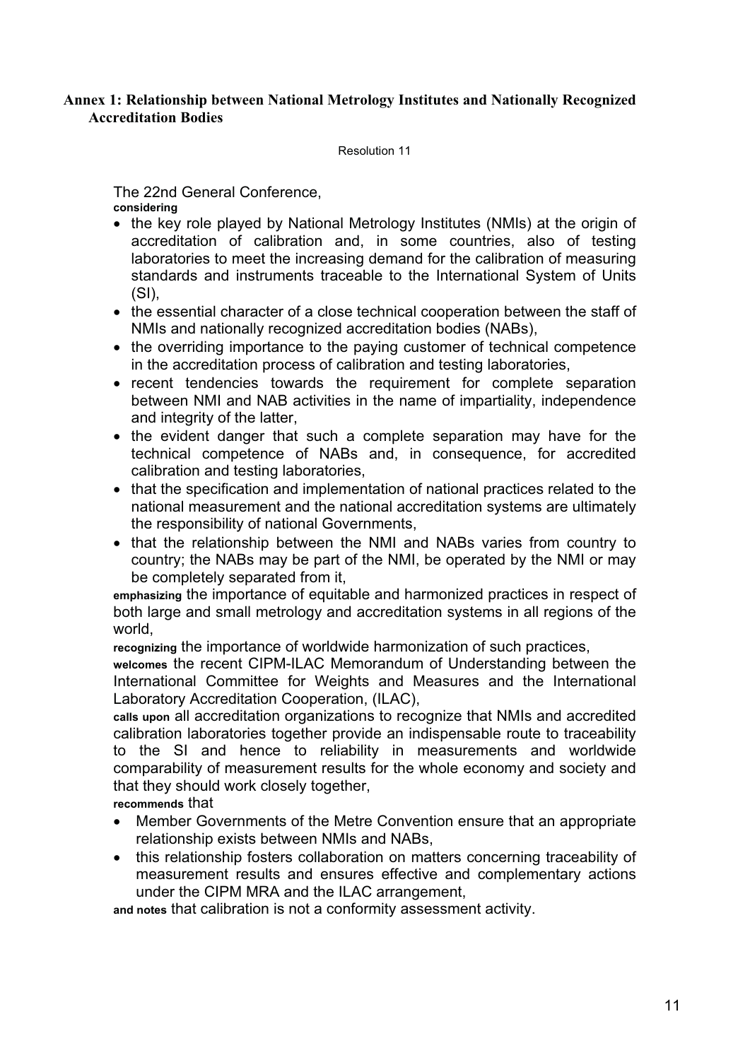## Annex 1: Relationship between National Metrology Institutes and Nationally Recognized Accreditation Bodies

Resolution 11

The 22nd General Conference,

**considering**

- the key role played by National Metrology Institutes (NMIs) at the origin of accreditation of calibration and, in some countries, also of testing laboratories to meet the increasing demand for the calibration of measuring standards and instruments traceable to the International System of Units (SI),
- the essential character of a close technical cooperation between the staff of NMIs and nationally recognized accreditation bodies (NABs),
- the overriding importance to the paying customer of technical competence in the accreditation process of calibration and testing laboratories,
- recent tendencies towards the requirement for complete separation between NMI and NAB activities in the name of impartiality, independence and integrity of the latter,
- the evident danger that such a complete separation may have for the technical competence of NABs and, in consequence, for accredited calibration and testing laboratories,
- that the specification and implementation of national practices related to the national measurement and the national accreditation systems are ultimately the responsibility of national Governments,
- that the relationship between the NMI and NABs varies from country to country; the NABs may be part of the NMI, be operated by the NMI or may be completely separated from it,

**emphasizing** the importance of equitable and harmonized practices in respect of both large and small metrology and accreditation systems in all regions of the world,

**recognizing** the importance of worldwide harmonization of such practices,

**welcomes** the recent CIPM-ILAC Memorandum of Understanding between the International Committee for Weights and Measures and the International Laboratory Accreditation Cooperation, (ILAC),

**calls upon** all accreditation organizations to recognize that NMIs and accredited calibration laboratories together provide an indispensable route to traceability to the SI and hence to reliability in measurements and worldwide comparability of measurement results for the whole economy and society and that they should work closely together,

**recommends** that

- Member Governments of the Metre Convention ensure that an appropriate relationship exists between NMIs and NABs,
- this relationship fosters collaboration on matters concerning traceability of measurement results and ensures effective and complementary actions under the CIPM MRA and the ILAC arrangement,

**and notes** that calibration is not a conformity assessment activity.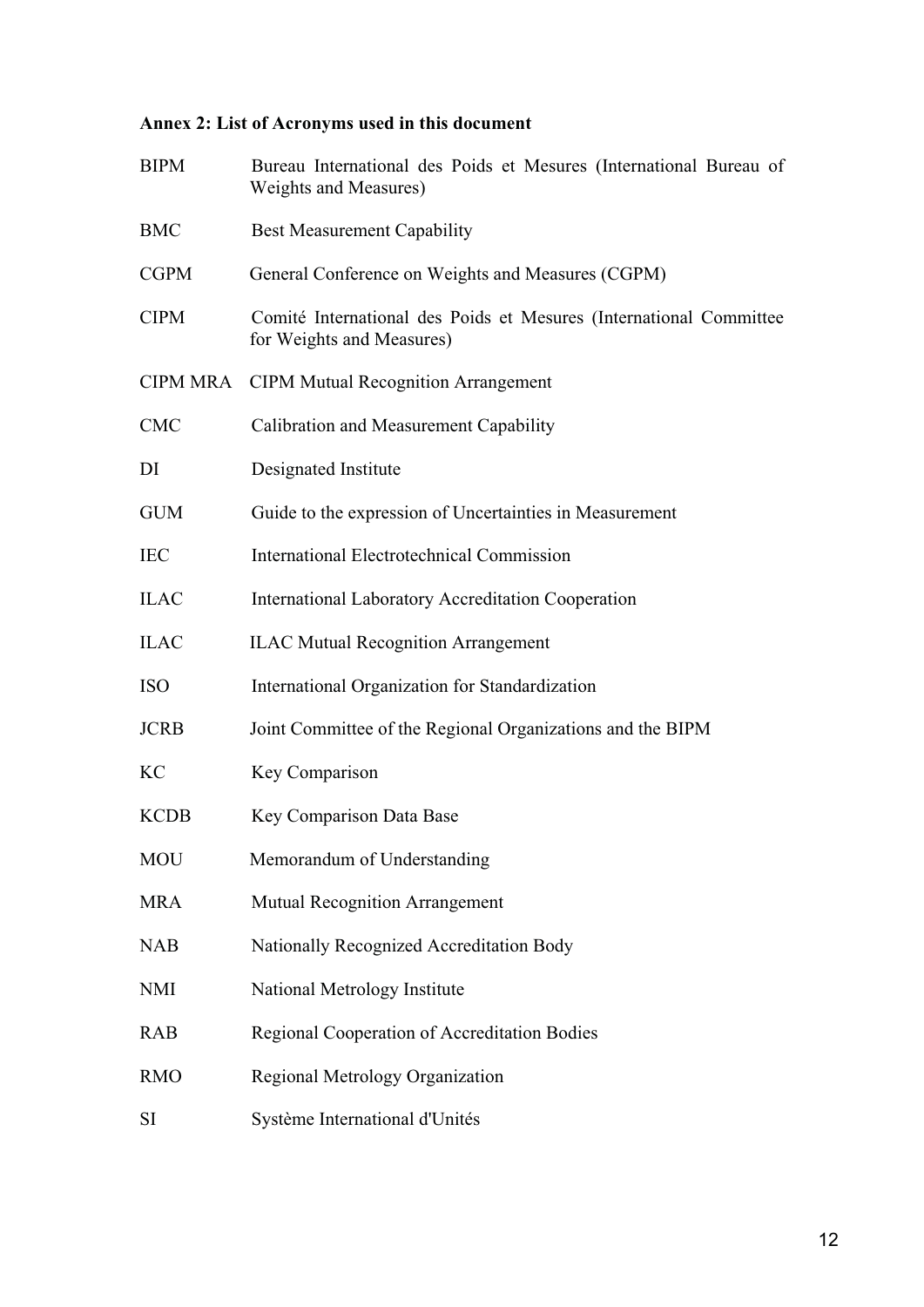**Annex 2: List of Acronyms used in this document**

| | |
|---|---|
| BIPM | Bureau International des Poids et Mesures (International Bureau of Weights and Measures) |
| BMC | Best Measurement Capability |
| CGPM | General Conference on Weights and Measures (CGPM) |
| CIPM | Comité International des Poids et Mesures (International Committee for Weights and Measures) |
| CIPM MRA | CIPM Mutual Recognition Arrangement |
| CMC | Calibration and Measurement Capability |
| DI | Designated Institute |
| GUM | Guide to the expression of Uncertainties in Measurement |
| IEC | International Electrotechnical Commission |
| ILAC | International Laboratory Accreditation Cooperation |
| ILAC | ILAC Mutual Recognition Arrangement |
| ISO | International Organization for Standardization |
| JCRB | Joint Committee of the Regional Organizations and the BIPM |
| KC | Key Comparison |
| KCDB | Key Comparison Data Base |
| MOU | Memorandum of Understanding |
| MRA | Mutual Recognition Arrangement |
| NAB | Nationally Recognized Accreditation Body |
| NMI | National Metrology Institute |
| RAB | Regional Cooperation of Accreditation Bodies |
| RMO | Regional Metrology Organization |
| SI | Système International d'Unités |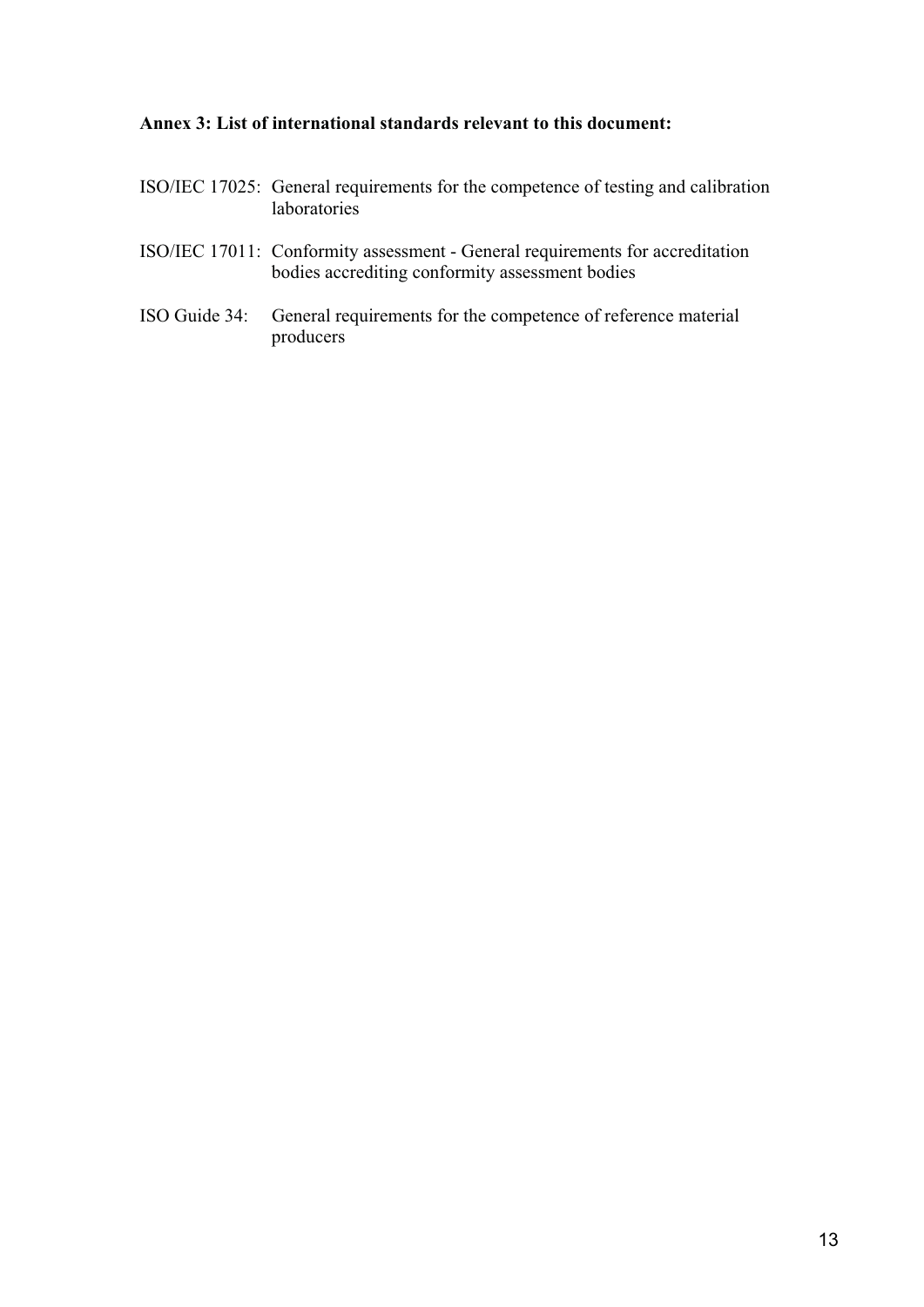**Annex 3: List of international standards relevant to this document:**

ISO/IEC 17025: General requirements for the competence of testing and calibration laboratories

ISO/IEC 17011: Conformity assessment - General requirements for accreditation bodies accrediting conformity assessment bodies

ISO Guide 34: General requirements for the competence of reference material producers